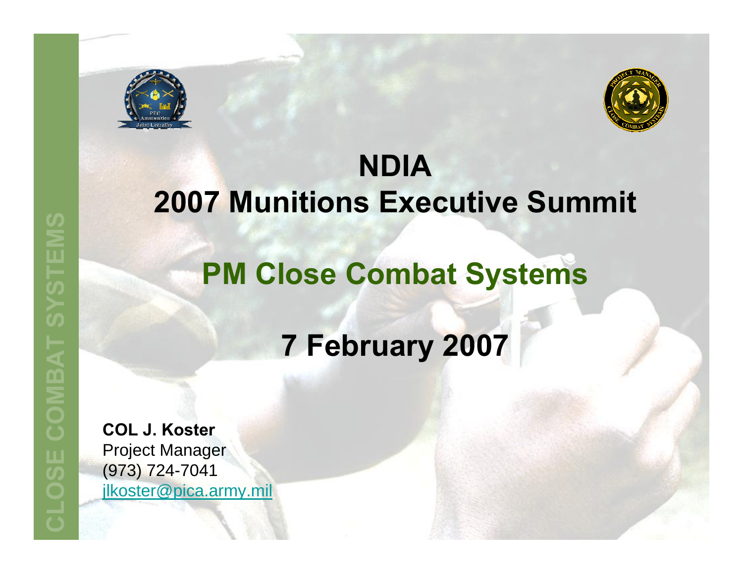# NDIA
# 2007 Munitions Executive Summit

## PM Close Combat Systems

## 7 February 2007

**COL J. Koster**
Project Manager
(973) 724-7041
jlkoster@pica.army.mil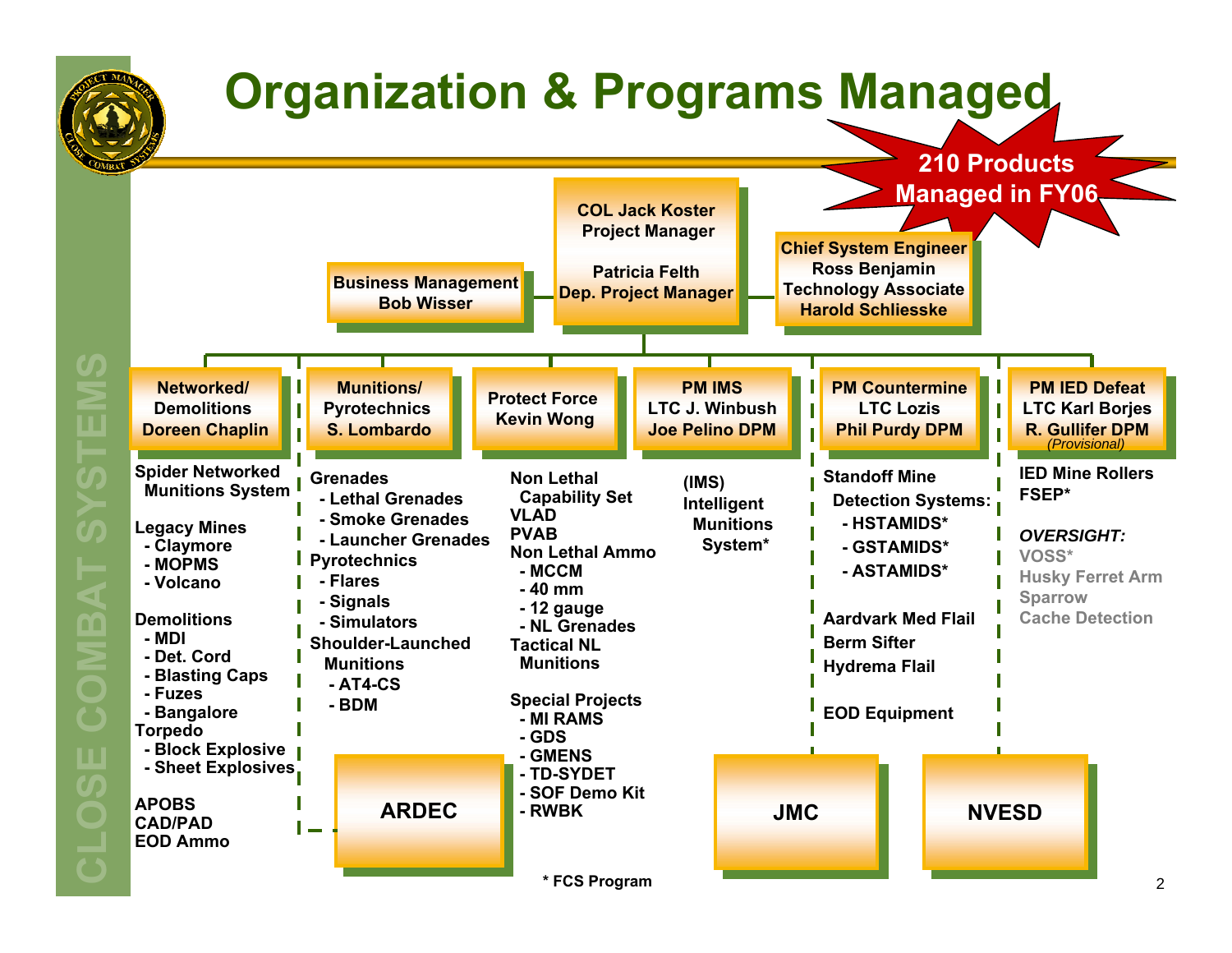# Organization & Programs Managed

**210 Products Managed in FY06**

**COL Jack Koster**
**Project Manager**

**Patricia Felth**
**Dep. Project Manager**

**Business Management**
**Bob Wisser**

**Chief System Engineer**
**Ross Benjamin**
**Technology Associate**
**Harold Schliesske**

## Networked/ Demolitions — Doreen Chaplin

- Spider Networked Munitions System
- Legacy Mines
  - Claymore
  - MOPMS
  - Volcano
- Demolitions
  - MDI
  - Det. Cord
  - Blasting Caps
  - Fuzes
  - Bangalore Torpedo
  - Block Explosive
  - Sheet Explosives
- APOBS
- CAD/PAD
- EOD Ammo

## Munitions/ Pyrotechnics — S. Lombardo

- Grenades
  - Lethal Grenades
  - Smoke Grenades
  - Launcher Grenades
- Pyrotechnics
  - Flares
  - Signals
  - Simulators
- Shoulder-Launched Munitions
  - AT4-CS
  - BDM

## Protect Force — Kevin Wong

- Non Lethal Capability Set
- VLAD
- PVAB
- Non Lethal Ammo
  - MCCM
  - 40 mm
  - 12 gauge
  - NL Grenades
- Tactical NL Munitions
- Special Projects
  - MI RAMS
  - GDS
  - GMENS
  - TD-SYDET
  - SOF Demo Kit
  - RWBK

## PM IMS — LTC J. Winbush, Joe Pelino DPM

- (IMS) Intelligent Munitions System*

## PM Countermine — LTC Lozis, Phil Purdy DPM

- Standoff Mine Detection Systems:
  - HSTAMIDS*
  - GSTAMIDS*
  - ASTAMIDS*
- Aardvark Med Flail
- Berm Sifter
- Hydrema Flail
- EOD Equipment

## PM IED Defeat — LTC Karl Borjes, R. Gullifer DPM *(Provisional)*

- IED Mine Rollers
- FSEP*

***OVERSIGHT:***
- VOSS*
- Husky Ferret Arm
- Sparrow
- Cache Detection

**ARDEC**

**JMC**

**NVESD**

\* FCS Program

CLOSE COMBAT SYSTEMS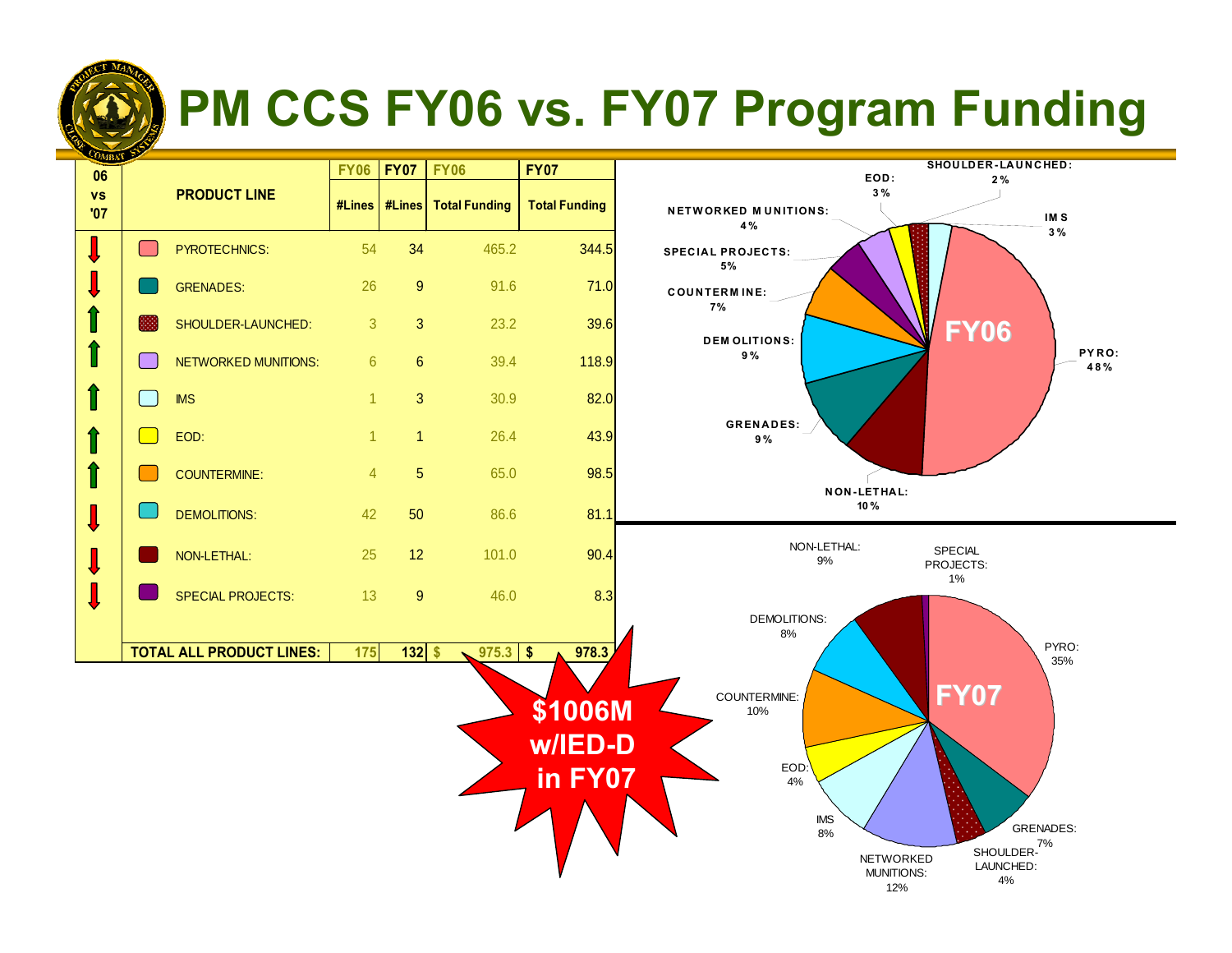# PM CCS FY06 vs. FY07 Program Funding

| 06 vs '07 | PRODUCT LINE | FY06 #Lines | FY07 #Lines | FY06 Total Funding | FY07 Total Funding |
|---|---|---|---|---|---|
| ↓ | PYROTECHNICS: | 54 | 34 | 465.2 | 344.5 |
| ↓ | GRENADES: | 26 | 9 | 91.6 | 71.0 |
| ↑ | SHOULDER-LAUNCHED: | 3 | 3 | 23.2 | 39.6 |
| ↑ | NETWORKED MUNITIONS: | 6 | 6 | 39.4 | 118.9 |
| ↑ | IMS | 1 | 3 | 30.9 | 82.0 |
| ↑ | EOD: | 1 | 1 | 26.4 | 43.9 |
| ↑ | COUNTERMINE: | 4 | 5 | 65.0 | 98.5 |
| ↓ | DEMOLITIONS: | 42 | 50 | 86.6 | 81.1 |
| ↓ | NON-LETHAL: | 25 | 12 | 101.0 | 90.4 |
| ↓ | SPECIAL PROJECTS: | 13 | 9 | 46.0 | 8.3 |
| | **TOTAL ALL PRODUCT LINES:** | **175** | **132** | **$ 975.3** | **$ 978.3** |

**$1006M w/IED-D in FY07**

**FY06**

- PYRO: 48%
- NON-LETHAL: 10%
- GRENADES: 9%
- DEMOLITIONS: 9%
- COUNTERMINE: 7%
- SPECIAL PROJECTS: 5%
- NETWORKED MUNITIONS: 4%
- EOD: 3%
- SHOULDER-LAUNCHED: 2%
- IMS 3%

**FY07**

- PYRO: 35%
- GRENADES: 7%
- SHOULDER-LAUNCHED: 4%
- NETWORKED MUNITIONS: 12%
- IMS 8%
- EOD: 4%
- COUNTERMINE: 10%
- DEMOLITIONS: 8%
- NON-LETHAL: 9%
- SPECIAL PROJECTS: 1%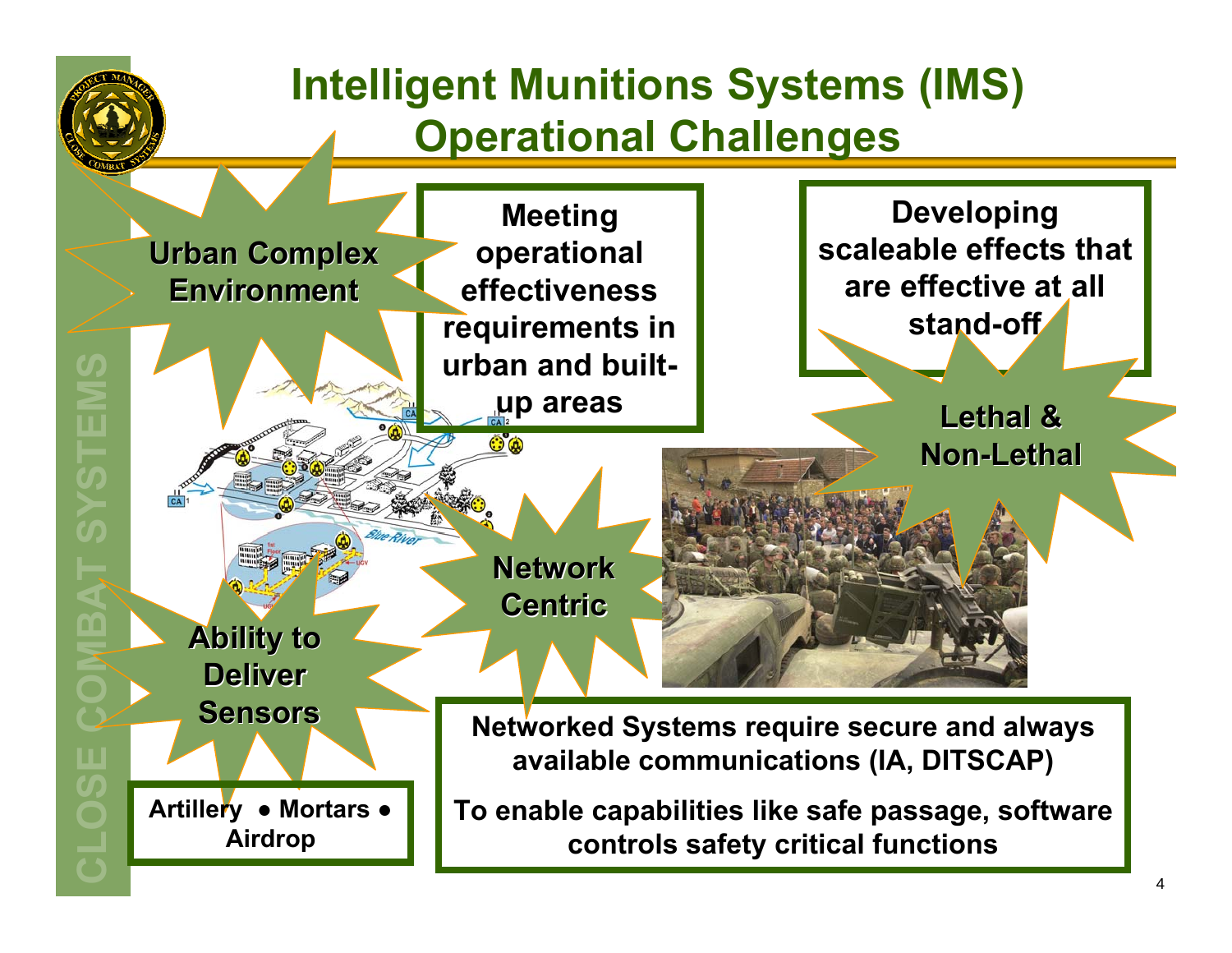# Intelligent Munitions Systems (IMS) Operational Challenges

**Urban Complex Environment**

**Meeting operational effectiveness requirements in urban and built-up areas**

**Developing scaleable effects that are effective at all stand-off**

**Lethal & Non-Lethal**

**Network Centric**

**Ability to Deliver Sensors**

**Artillery • Mortars • Airdrop**

**Networked Systems require secure and always available communications (IA, DITSCAP)**

**To enable capabilities like safe passage, software controls safety critical functions**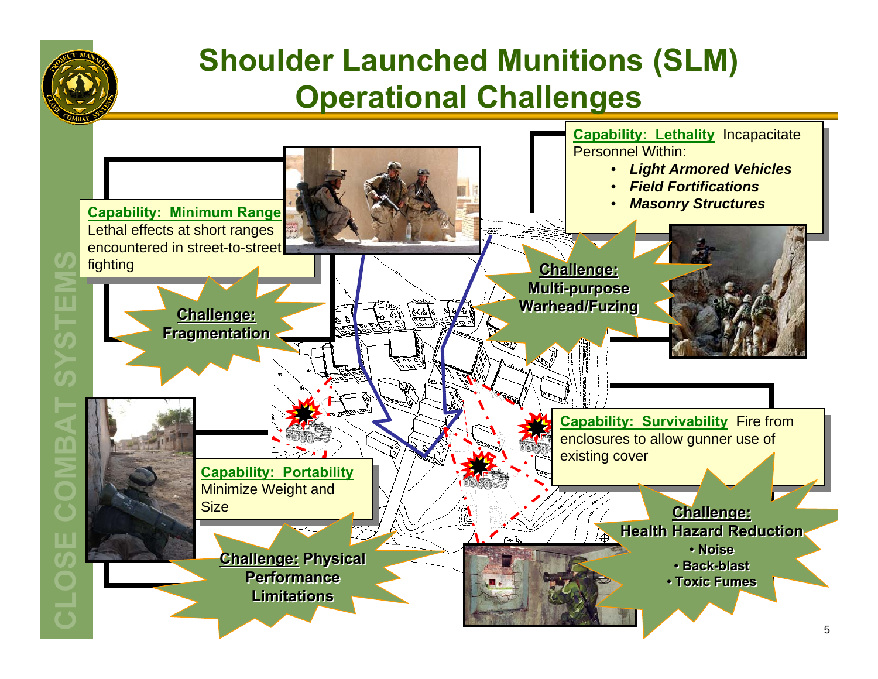# Shoulder Launched Munitions (SLM) Operational Challenges

**Capability: Minimum Range** Lethal effects at short ranges encountered in street-to-street fighting

**Challenge: Fragmentation**

**Capability: Lethality** Incapacitate Personnel Within:

- ***Light Armored Vehicles***
- ***Field Fortifications***
- ***Masonry Structures***

**Challenge: Multi-purpose Warhead/Fuzing**

**Capability: Portability** Minimize Weight and Size

**Challenge: Physical Performance Limitations**

**Capability: Survivability** Fire from enclosures to allow gunner use of existing cover

**Challenge: Health Hazard Reduction**

- **Noise**
- **Back-blast**
- **Toxic Fumes**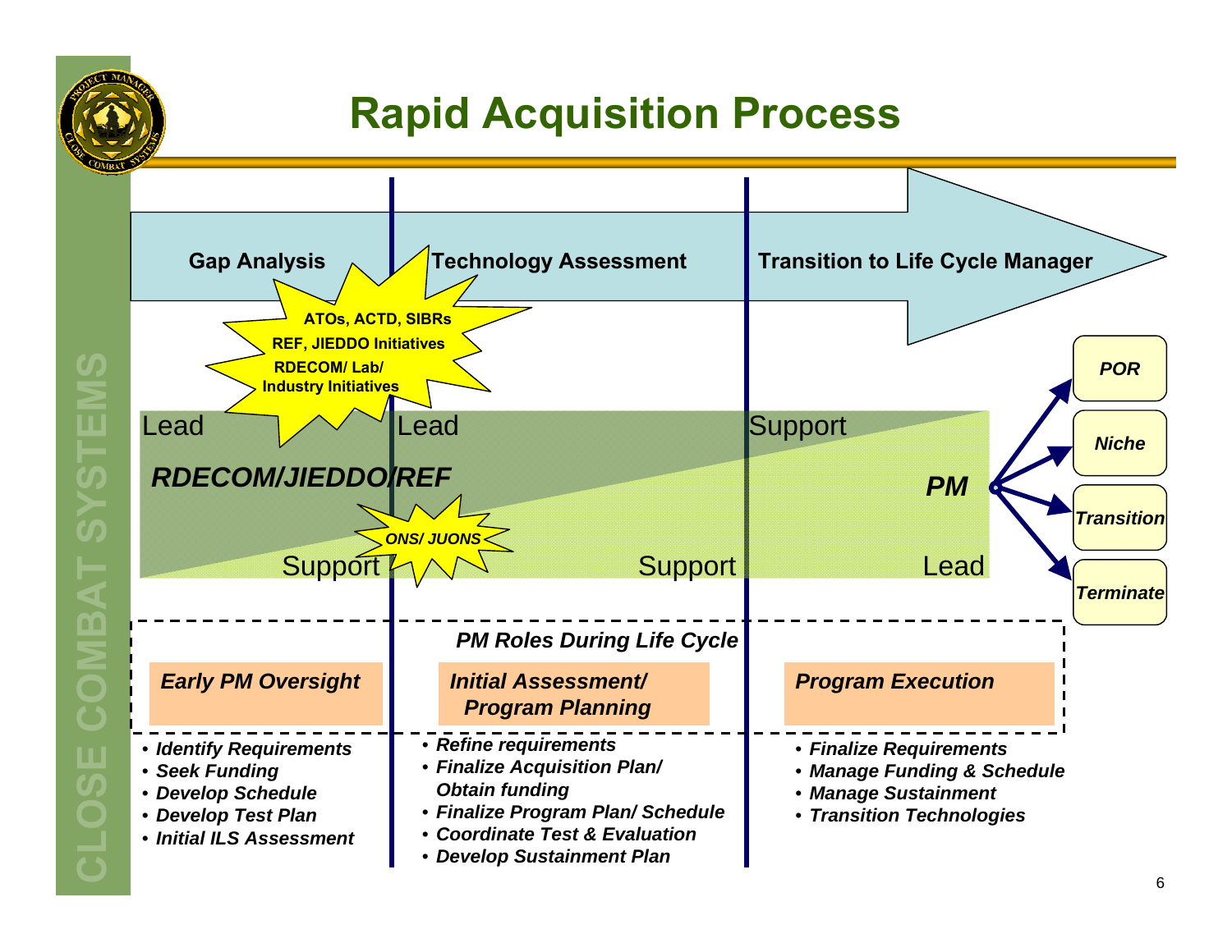# Rapid Acquisition Process

**Gap Analysis** → **Technology Assessment** → **Transition to Life Cycle Manager**

**ATOs, ACTD, SIBRs**
**REF, JIEDDO Initiatives**
**RDECOM/ Lab/ Industry Initiatives**

| | Gap Analysis | Technology Assessment | Transition to Life Cycle Manager |
|---|---|---|---|
| ***RDECOM/JIEDDO/REF*** | Lead | Lead | Support |
| ***PM*** | Support | Support | Lead |

***ONS/ JUONS***

PM → *POR* / *Niche* / *Transition* / *Terminate*

***PM Roles During Life Cycle***

| *Early PM Oversight* | *Initial Assessment/ Program Planning* | *Program Execution* |
|---|---|---|
| • *Identify Requirements*<br>• *Seek Funding*<br>• *Develop Schedule*<br>• *Develop Test Plan*<br>• *Initial ILS Assessment* | • *Refine requirements*<br>• *Finalize Acquisition Plan/ Obtain funding*<br>• *Finalize Program Plan/ Schedule*<br>• *Coordinate Test & Evaluation*<br>• *Develop Sustainment Plan* | • *Finalize Requirements*<br>• *Manage Funding & Schedule*<br>• *Manage Sustainment*<br>• *Transition Technologies* |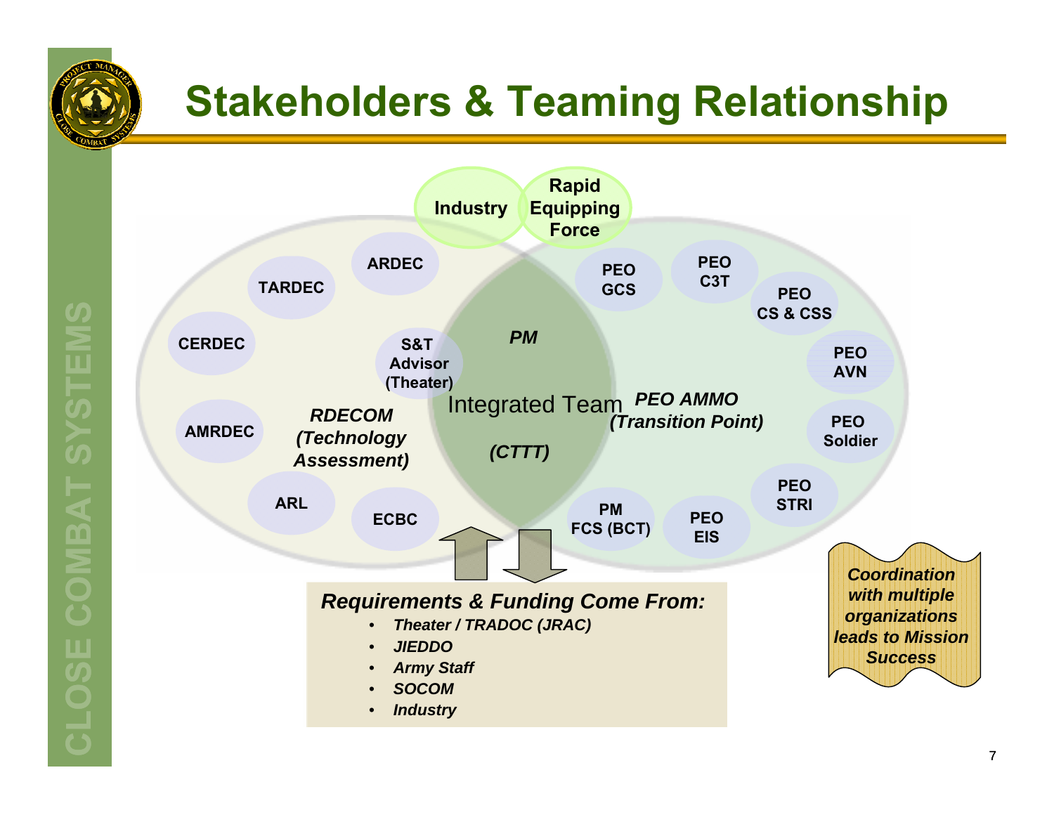# Stakeholders & Teaming Relationship

Industry

Rapid Equipping Force

ARDEC

TARDEC

CERDEC

AMRDEC

ARL

ECBC

S&T Advisor (Theater)

*RDECOM (Technology Assessment)*

*PM*

Integrated Team

*(CTTT)*

*PEO AMMO (Transition Point)*

PEO GCS

PEO C3T

PEO CS & CSS

PEO AVN

PEO Soldier

PEO STRI

PEO EIS

PM FCS (BCT)

***Requirements & Funding Come From:***

- ***Theater / TRADOC (JRAC)***
- ***JIEDDO***
- ***Army Staff***
- ***SOCOM***
- ***Industry***

***Coordination with multiple organizations leads to Mission Success***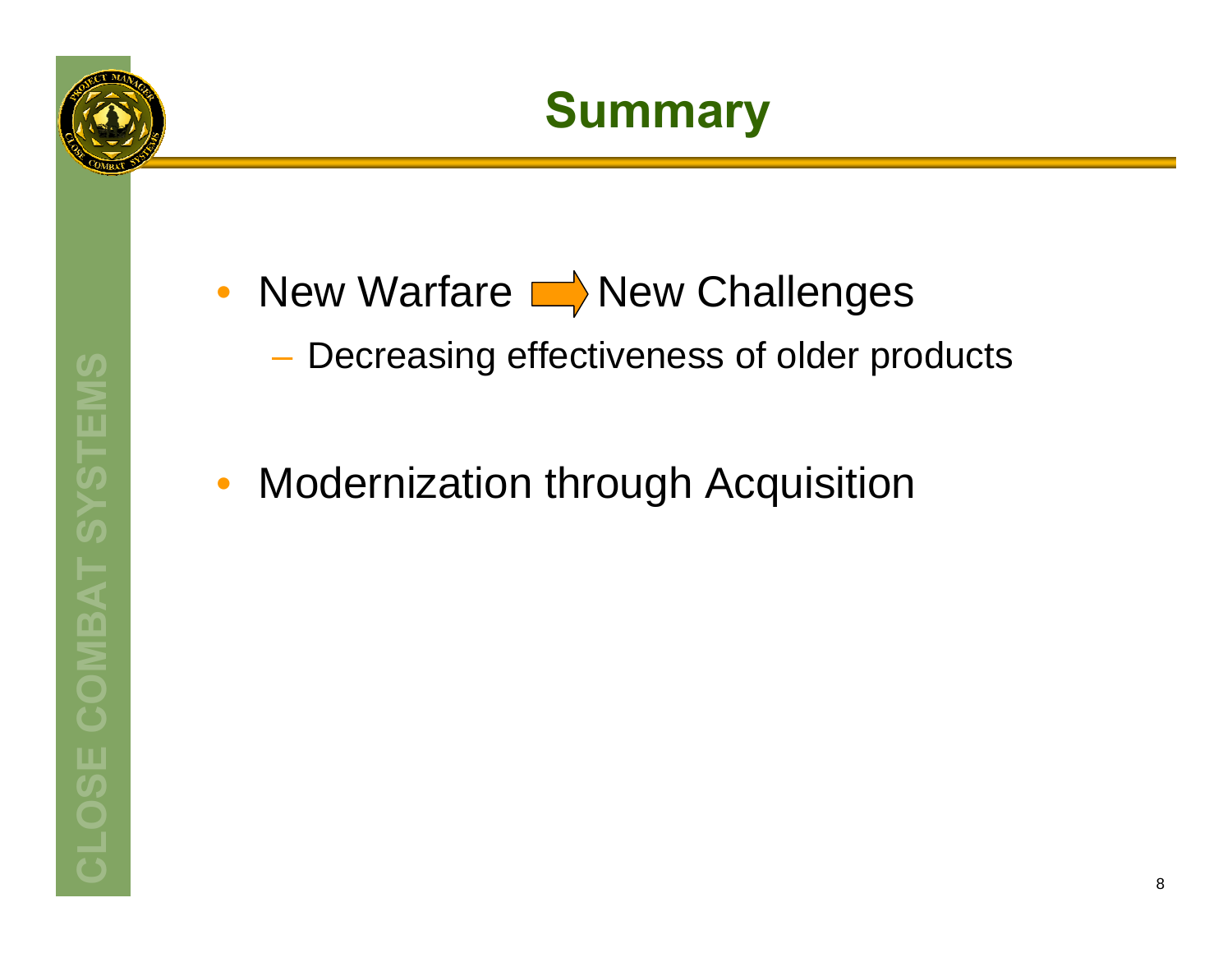# Summary

- New Warfare → New Challenges
  - Decreasing effectiveness of older products
- Modernization through Acquisition